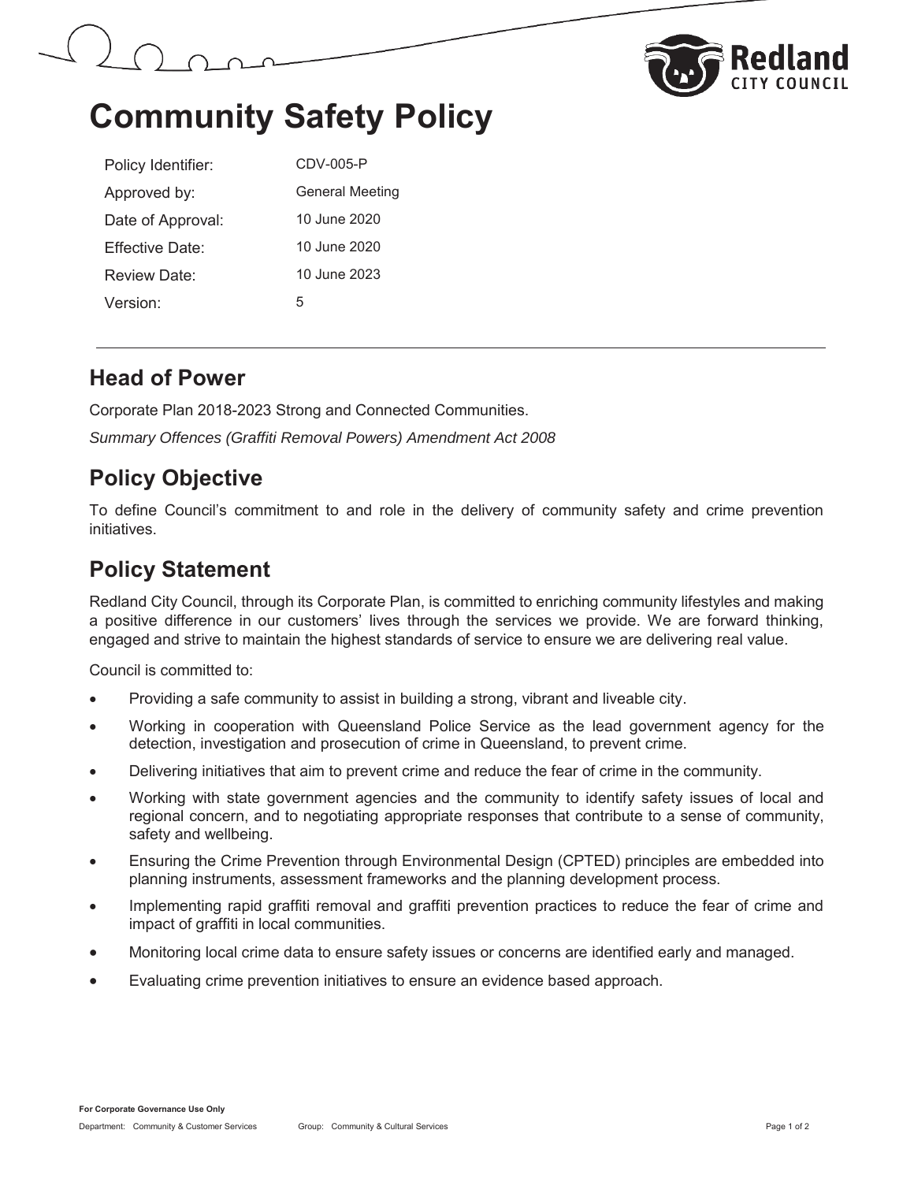# Community Safety Policy

| Policy Identifier: | CDV-005-P |
|---|---|
| Approved by: | General Meeting |
| Date of Approval: | 10 June 2020 |
| Effective Date: | 10 June 2020 |
| Review Date: | 10 June 2023 |
| Version: | 5 |

## Head of Power

Corporate Plan 2018-2023 Strong and Connected Communities.

*Summary Offences (Graffiti Removal Powers) Amendment Act 2008*

## Policy Objective

To define Council's commitment to and role in the delivery of community safety and crime prevention initiatives.

## Policy Statement

Redland City Council, through its Corporate Plan, is committed to enriching community lifestyles and making a positive difference in our customers' lives through the services we provide. We are forward thinking, engaged and strive to maintain the highest standards of service to ensure we are delivering real value.

Council is committed to:

- Providing a safe community to assist in building a strong, vibrant and liveable city.
- Working in cooperation with Queensland Police Service as the lead government agency for the detection, investigation and prosecution of crime in Queensland, to prevent crime.
- Delivering initiatives that aim to prevent crime and reduce the fear of crime in the community.
- Working with state government agencies and the community to identify safety issues of local and regional concern, and to negotiating appropriate responses that contribute to a sense of community, safety and wellbeing.
- Ensuring the Crime Prevention through Environmental Design (CPTED) principles are embedded into planning instruments, assessment frameworks and the planning development process.
- Implementing rapid graffiti removal and graffiti prevention practices to reduce the fear of crime and impact of graffiti in local communities.
- Monitoring local crime data to ensure safety issues or concerns are identified early and managed.
- Evaluating crime prevention initiatives to ensure an evidence based approach.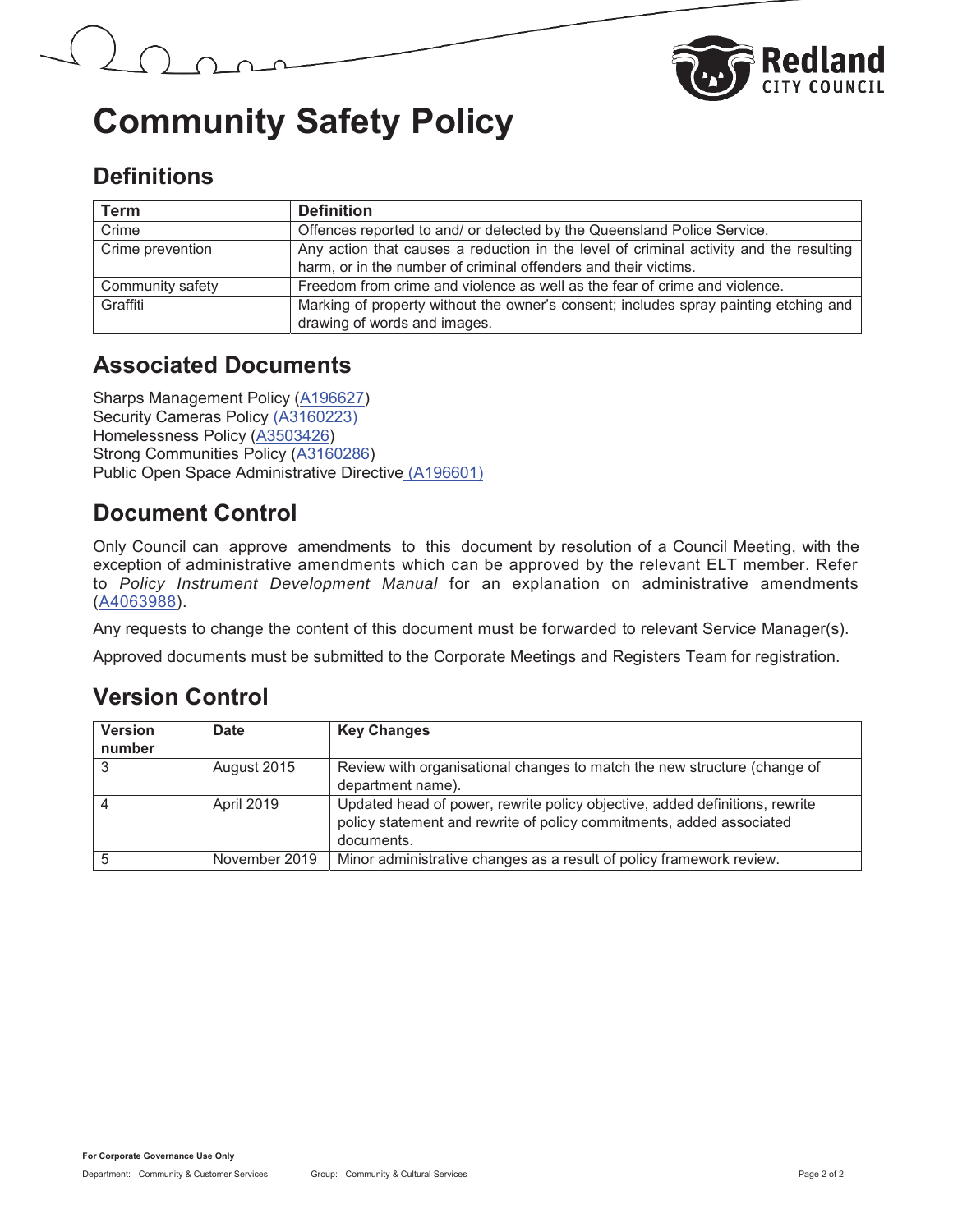# Community Safety Policy

## Definitions

| Term | Definition |
| --- | --- |
| Crime | Offences reported to and/ or detected by the Queensland Police Service. |
| Crime prevention | Any action that causes a reduction in the level of criminal activity and the resulting harm, or in the number of criminal offenders and their victims. |
| Community safety | Freedom from crime and violence as well as the fear of crime and violence. |
| Graffiti | Marking of property without the owner's consent; includes spray painting etching and drawing of words and images. |

## Associated Documents

Sharps Management Policy (A196627)
Security Cameras Policy (A3160223)
Homelessness Policy (A3503426)
Strong Communities Policy (A3160286)
Public Open Space Administrative Directive (A196601)

## Document Control

Only Council can approve amendments to this document by resolution of a Council Meeting, with the exception of administrative amendments which can be approved by the relevant ELT member. Refer to *Policy Instrument Development Manual* for an explanation on administrative amendments (A4063988).

Any requests to change the content of this document must be forwarded to relevant Service Manager(s).

Approved documents must be submitted to the Corporate Meetings and Registers Team for registration.

## Version Control

| Version number | Date | Key Changes |
| --- | --- | --- |
| 3 | August 2015 | Review with organisational changes to match the new structure (change of department name). |
| 4 | April 2019 | Updated head of power, rewrite policy objective, added definitions, rewrite policy statement and rewrite of policy commitments, added associated documents. |
| 5 | November 2019 | Minor administrative changes as a result of policy framework review. |

**For Corporate Governance Use Only**

Department: Community & Customer Services Group: Community & Cultural Services